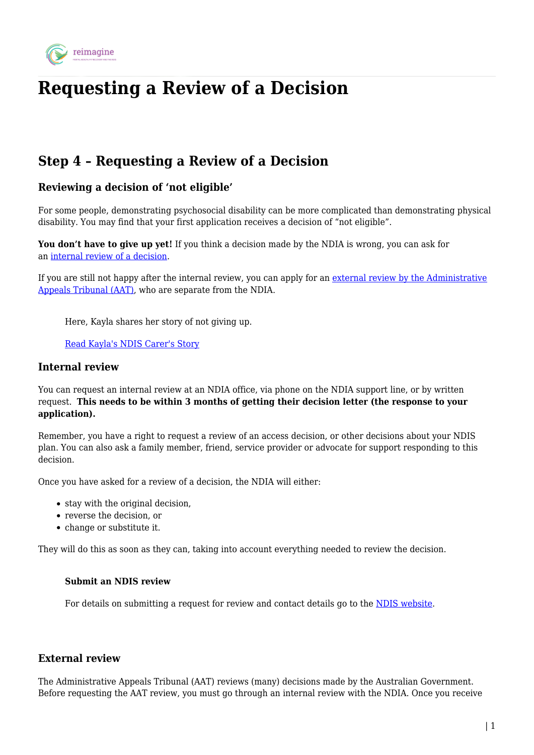# Requesting a Review of a Decision

## Step 4 – Requesting a Review of a Decision

### Reviewing a decision of 'not eligible'

For some people, demonstrating psychosocial disability can be more complicated than demonstrating physical disability. You may find that your first application receives a decision of "not eligible".

**You don't have to give up yet!** If you think a decision made by the NDIA is wrong, you can ask for an internal review of a decision.

If you are still not happy after the internal review, you can apply for an external review by the Administrative Appeals Tribunal (AAT), who are separate from the NDIA.

Here, Kayla shares her story of not giving up.

Read Kayla's NDIS Carer's Story

### Internal review

You can request an internal review at an NDIA office, via phone on the NDIA support line, or by written request. **This needs to be within 3 months of getting their decision letter (the response to your application).**

Remember, you have a right to request a review of an access decision, or other decisions about your NDIS plan. You can also ask a family member, friend, service provider or advocate for support responding to this decision.

Once you have asked for a review of a decision, the NDIA will either:

- stay with the original decision,
- reverse the decision, or
- change or substitute it.

They will do this as soon as they can, taking into account everything needed to review the decision.

**Submit an NDIS review**

For details on submitting a request for review and contact details go to the NDIS website.

### External review

The Administrative Appeals Tribunal (AAT) reviews (many) decisions made by the Australian Government. Before requesting the AAT review, you must go through an internal review with the NDIA. Once you receive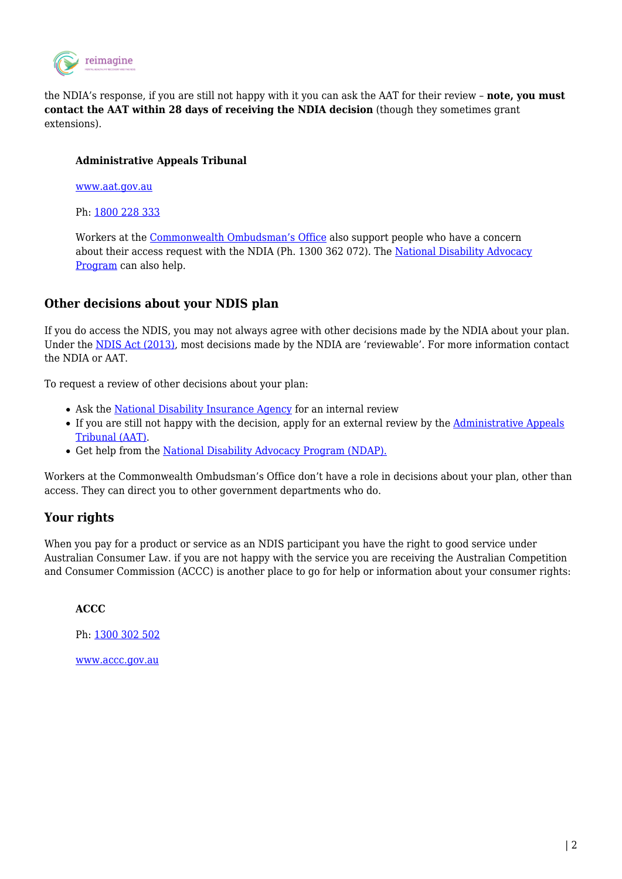the NDIA's response, if you are still not happy with it you can ask the AAT for their review – **note, you must contact the AAT within 28 days of receiving the NDIA decision** (though they sometimes grant extensions).

**Administrative Appeals Tribunal**

www.aat.gov.au

Ph: 1800 228 333

Workers at the Commonwealth Ombudsman's Office also support people who have a concern about their access request with the NDIA (Ph. 1300 362 072). The National Disability Advocacy Program can also help.

## Other decisions about your NDIS plan

If you do access the NDIS, you may not always agree with other decisions made by the NDIA about your plan. Under the NDIS Act (2013), most decisions made by the NDIA are 'reviewable'. For more information contact the NDIA or AAT.

To request a review of other decisions about your plan:

- Ask the National Disability Insurance Agency for an internal review
- If you are still not happy with the decision, apply for an external review by the Administrative Appeals Tribunal (AAT).
- Get help from the National Disability Advocacy Program (NDAP).

Workers at the Commonwealth Ombudsman's Office don't have a role in decisions about your plan, other than access. They can direct you to other government departments who do.

## Your rights

When you pay for a product or service as an NDIS participant you have the right to good service under Australian Consumer Law. if you are not happy with the service you are receiving the Australian Competition and Consumer Commission (ACCC) is another place to go for help or information about your consumer rights:

**ACCC**

Ph: 1300 302 502

www.accc.gov.au